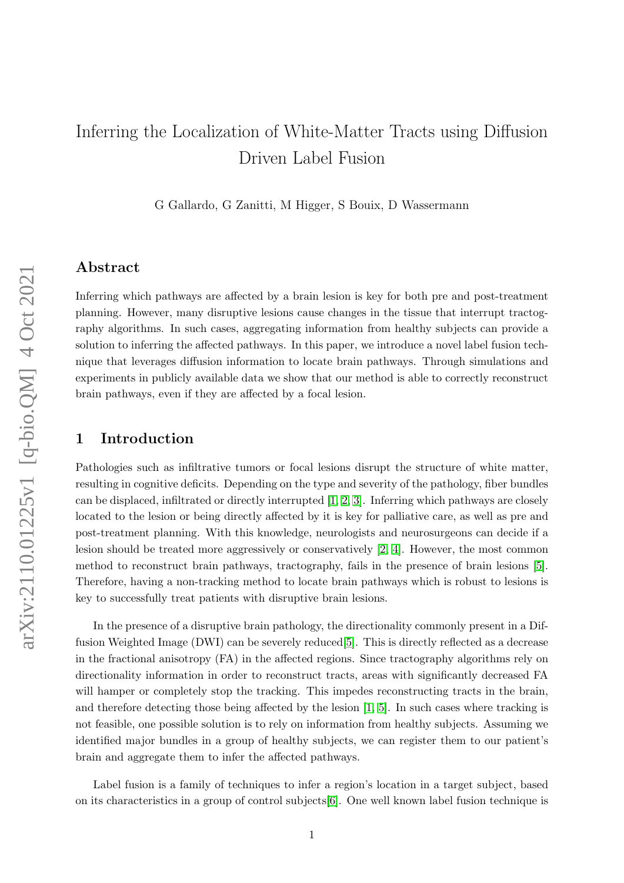# Inferring the Localization of White-Matter Tracts using Diffusion Driven Label Fusion

G Gallardo, G Zanitti, M Higger, S Bouix, D Wassermann

## Abstract

Inferring which pathways are affected by a brain lesion is key for both pre and post-treatment planning. However, many disruptive lesions cause changes in the tissue that interrupt tractography algorithms. In such cases, aggregating information from healthy subjects can provide a solution to inferring the affected pathways. In this paper, we introduce a novel label fusion technique that leverages diffusion information to locate brain pathways. Through simulations and experiments in publicly available data we show that our method is able to correctly reconstruct brain pathways, even if they are affected by a focal lesion.

## 1 Introduction

Pathologies such as infiltrative tumors or focal lesions disrupt the structure of white matter, resulting in cognitive deficits. Depending on the type and severity of the pathology, fiber bundles can be displaced, infiltrated or directly interrupted [1, 2, 3]. Inferring which pathways are closely located to the lesion or being directly affected by it is key for palliative care, as well as pre and post-treatment planning. With this knowledge, neurologists and neurosurgeons can decide if a lesion should be treated more aggressively or conservatively [2, 4]. However, the most common method to reconstruct brain pathways, tractography, fails in the presence of brain lesions [5]. Therefore, having a non-tracking method to locate brain pathways which is robust to lesions is key to successfully treat patients with disruptive brain lesions.

In the presence of a disruptive brain pathology, the directionality commonly present in a Diffusion Weighted Image (DWI) can be severely reduced[5]. This is directly reflected as a decrease in the fractional anisotropy (FA) in the affected regions. Since tractography algorithms rely on directionality information in order to reconstruct tracts, areas with significantly decreased FA will hamper or completely stop the tracking. This impedes reconstructing tracts in the brain, and therefore detecting those being affected by the lesion [1, 5]. In such cases where tracking is not feasible, one possible solution is to rely on information from healthy subjects. Assuming we identified major bundles in a group of healthy subjects, we can register them to our patient's brain and aggregate them to infer the affected pathways.

Label fusion is a family of techniques to infer a region's location in a target subject, based on its characteristics in a group of control subjects[6]. One well known label fusion technique is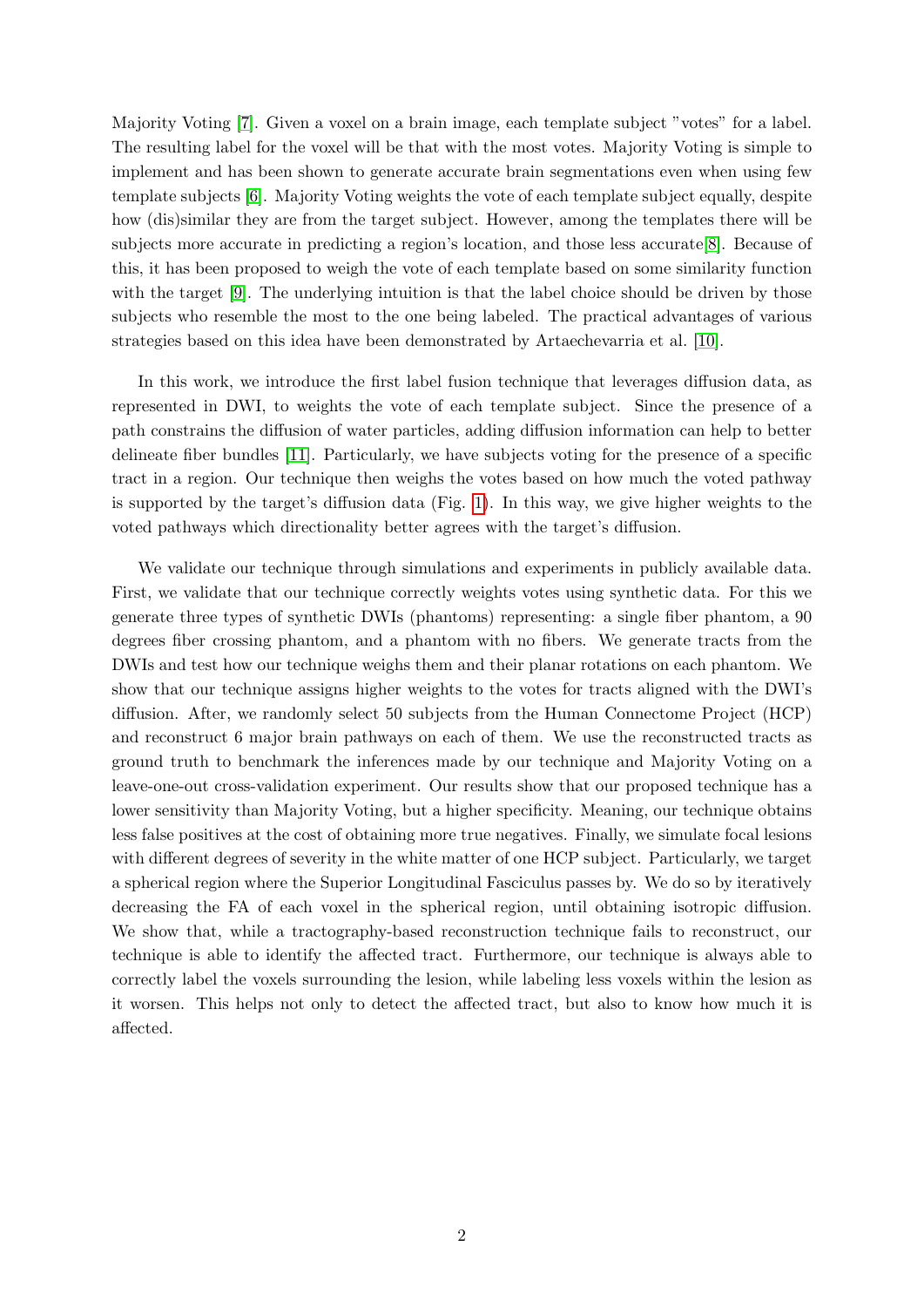Majority Voting [7]. Given a voxel on a brain image, each template subject "votes" for a label. The resulting label for the voxel will be that with the most votes. Majority Voting is simple to implement and has been shown to generate accurate brain segmentations even when using few template subjects [6]. Majority Voting weights the vote of each template subject equally, despite how (dis)similar they are from the target subject. However, among the templates there will be subjects more accurate in predicting a region's location, and those less accurate[8]. Because of this, it has been proposed to weigh the vote of each template based on some similarity function with the target [9]. The underlying intuition is that the label choice should be driven by those subjects who resemble the most to the one being labeled. The practical advantages of various strategies based on this idea have been demonstrated by Artaechevarria et al. [10].

In this work, we introduce the first label fusion technique that leverages diffusion data, as represented in DWI, to weights the vote of each template subject. Since the presence of a path constrains the diffusion of water particles, adding diffusion information can help to better delineate fiber bundles [11]. Particularly, we have subjects voting for the presence of a specific tract in a region. Our technique then weighs the votes based on how much the voted pathway is supported by the target's diffusion data (Fig. 1). In this way, we give higher weights to the voted pathways which directionality better agrees with the target's diffusion.

We validate our technique through simulations and experiments in publicly available data. First, we validate that our technique correctly weights votes using synthetic data. For this we generate three types of synthetic DWIs (phantoms) representing: a single fiber phantom, a 90 degrees fiber crossing phantom, and a phantom with no fibers. We generate tracts from the DWIs and test how our technique weighs them and their planar rotations on each phantom. We show that our technique assigns higher weights to the votes for tracts aligned with the DWI's diffusion. After, we randomly select 50 subjects from the Human Connectome Project (HCP) and reconstruct 6 major brain pathways on each of them. We use the reconstructed tracts as ground truth to benchmark the inferences made by our technique and Majority Voting on a leave-one-out cross-validation experiment. Our results show that our proposed technique has a lower sensitivity than Majority Voting, but a higher specificity. Meaning, our technique obtains less false positives at the cost of obtaining more true negatives. Finally, we simulate focal lesions with different degrees of severity in the white matter of one HCP subject. Particularly, we target a spherical region where the Superior Longitudinal Fasciculus passes by. We do so by iteratively decreasing the FA of each voxel in the spherical region, until obtaining isotropic diffusion. We show that, while a tractography-based reconstruction technique fails to reconstruct, our technique is able to identify the affected tract. Furthermore, our technique is always able to correctly label the voxels surrounding the lesion, while labeling less voxels within the lesion as it worsen. This helps not only to detect the affected tract, but also to know how much it is affected.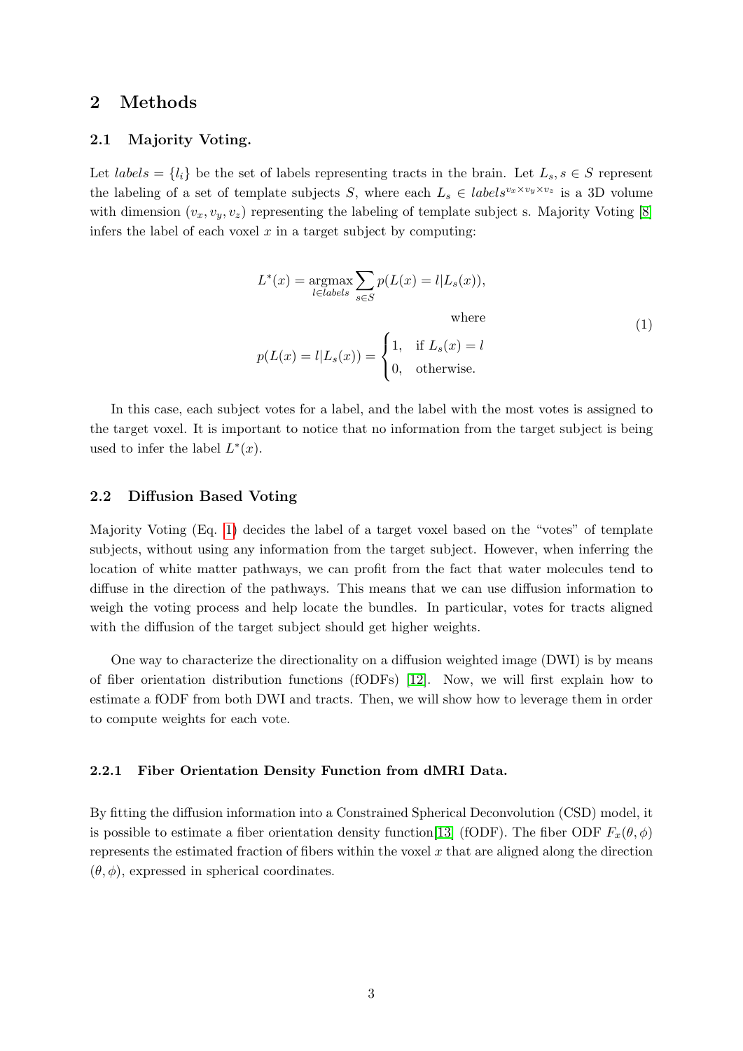## 2 Methods

### 2.1 Majority Voting.

Let $labels = \{l_i\}$ be the set of labels representing tracts in the brain. Let $L_s, s \in S$ represent the labeling of a set of template subjects $S$, where each $L_s \in labels^{v_x \times v_y \times v_z}$ is a 3D volume with dimension $(v_x, v_y, v_z)$ representing the labeling of template subject s. Majority Voting [8] infers the label of each voxel $x$ in a target subject by computing:

$$
\begin{gathered}
L^*(x) = \underset{l \in labels}{\operatorname{argmax}} \sum_{s \in S} p(L(x) = l | L_s(x)), \\
\text{where} \\
p(L(x) = l | L_s(x)) = \begin{cases} 1, & \text{if } L_s(x) = l \\ 0, & \text{otherwise.} \end{cases}
\end{gathered}
\tag{1}
$$

In this case, each subject votes for a label, and the label with the most votes is assigned to the target voxel. It is important to notice that no information from the target subject is being used to infer the label $L^*(x)$.

### 2.2 Diffusion Based Voting

Majority Voting (Eq. 1) decides the label of a target voxel based on the "votes" of template subjects, without using any information from the target subject. However, when inferring the location of white matter pathways, we can profit from the fact that water molecules tend to diffuse in the direction of the pathways. This means that we can use diffusion information to weigh the voting process and help locate the bundles. In particular, votes for tracts aligned with the diffusion of the target subject should get higher weights.

One way to characterize the directionality on a diffusion weighted image (DWI) is by means of fiber orientation distribution functions (fODFs) [12]. Now, we will first explain how to estimate a fODF from both DWI and tracts. Then, we will show how to leverage them in order to compute weights for each vote.

#### 2.2.1 Fiber Orientation Density Function from dMRI Data.

By fitting the diffusion information into a Constrained Spherical Deconvolution (CSD) model, it is possible to estimate a fiber orientation density function[13] (fODF). The fiber ODF $F_x(\theta, \phi)$ represents the estimated fraction of fibers within the voxel $x$ that are aligned along the direction $(\theta, \phi)$, expressed in spherical coordinates.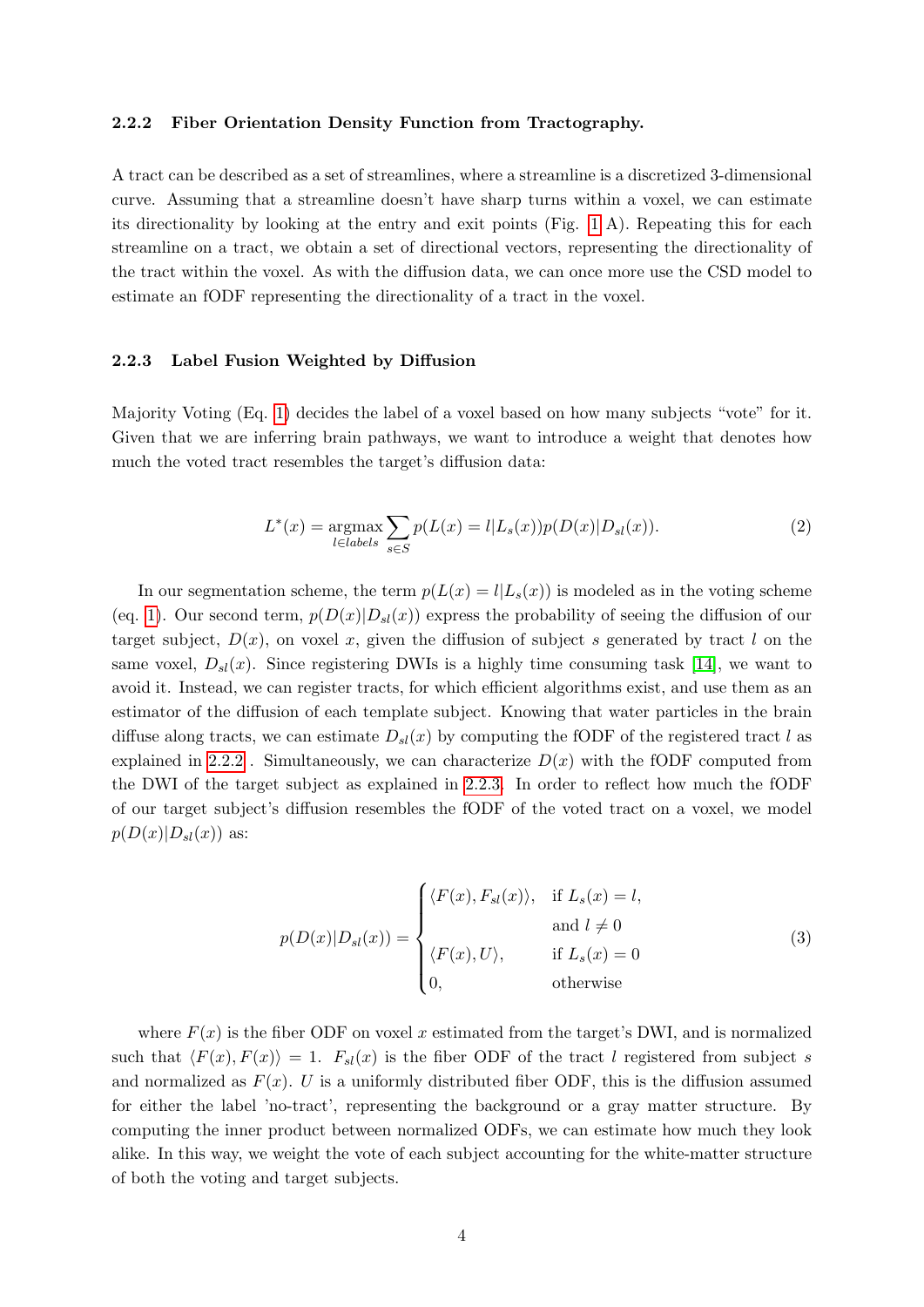### 2.2.2 Fiber Orientation Density Function from Tractography.

A tract can be described as a set of streamlines, where a streamline is a discretized 3-dimensional curve. Assuming that a streamline doesn't have sharp turns within a voxel, we can estimate its directionality by looking at the entry and exit points (Fig. 1 A). Repeating this for each streamline on a tract, we obtain a set of directional vectors, representing the directionality of the tract within the voxel. As with the diffusion data, we can once more use the CSD model to estimate an fODF representing the directionality of a tract in the voxel.

### 2.2.3 Label Fusion Weighted by Diffusion

Majority Voting (Eq. 1) decides the label of a voxel based on how many subjects "vote" for it. Given that we are inferring brain pathways, we want to introduce a weight that denotes how much the voted tract resembles the target's diffusion data:

$$L^*(x) = \underset{l \in labels}{\operatorname{argmax}} \sum_{s \in S} p(L(x) = l | L_s(x)) p(D(x) | D_{sl}(x)). \tag{2}$$

In our segmentation scheme, the term $p(L(x) = l|L_s(x))$ is modeled as in the voting scheme (eq. 1). Our second term, $p(D(x)|D_{sl}(x))$ express the probability of seeing the diffusion of our target subject, $D(x)$, on voxel $x$, given the diffusion of subject $s$ generated by tract $l$ on the same voxel, $D_{sl}(x)$. Since registering DWIs is a highly time consuming task [14], we want to avoid it. Instead, we can register tracts, for which efficient algorithms exist, and use them as an estimator of the diffusion of each template subject. Knowing that water particles in the brain diffuse along tracts, we can estimate $D_{sl}(x)$ by computing the fODF of the registered tract $l$ as explained in 2.2.2 . Simultaneously, we can characterize $D(x)$ with the fODF computed from the DWI of the target subject as explained in 2.2.3. In order to reflect how much the fODF of our target subject's diffusion resembles the fODF of the voted tract on a voxel, we model $p(D(x)|D_{sl}(x))$ as:

$$p(D(x)|D_{sl}(x)) = \begin{cases} \langle F(x), F_{sl}(x) \rangle, & \text{if } L_s(x) = l, \\ & \text{and } l \neq 0 \\ \langle F(x), U \rangle, & \text{if } L_s(x) = 0 \\ 0, & \text{otherwise} \end{cases} \tag{3}$$

where $F(x)$ is the fiber ODF on voxel $x$ estimated from the target's DWI, and is normalized such that $\langle F(x), F(x) \rangle = 1$. $F_{sl}(x)$ is the fiber ODF of the tract $l$ registered from subject $s$ and normalized as $F(x)$. $U$ is a uniformly distributed fiber ODF, this is the diffusion assumed for either the label 'no-tract', representing the background or a gray matter structure. By computing the inner product between normalized ODFs, we can estimate how much they look alike. In this way, we weight the vote of each subject accounting for the white-matter structure of both the voting and target subjects.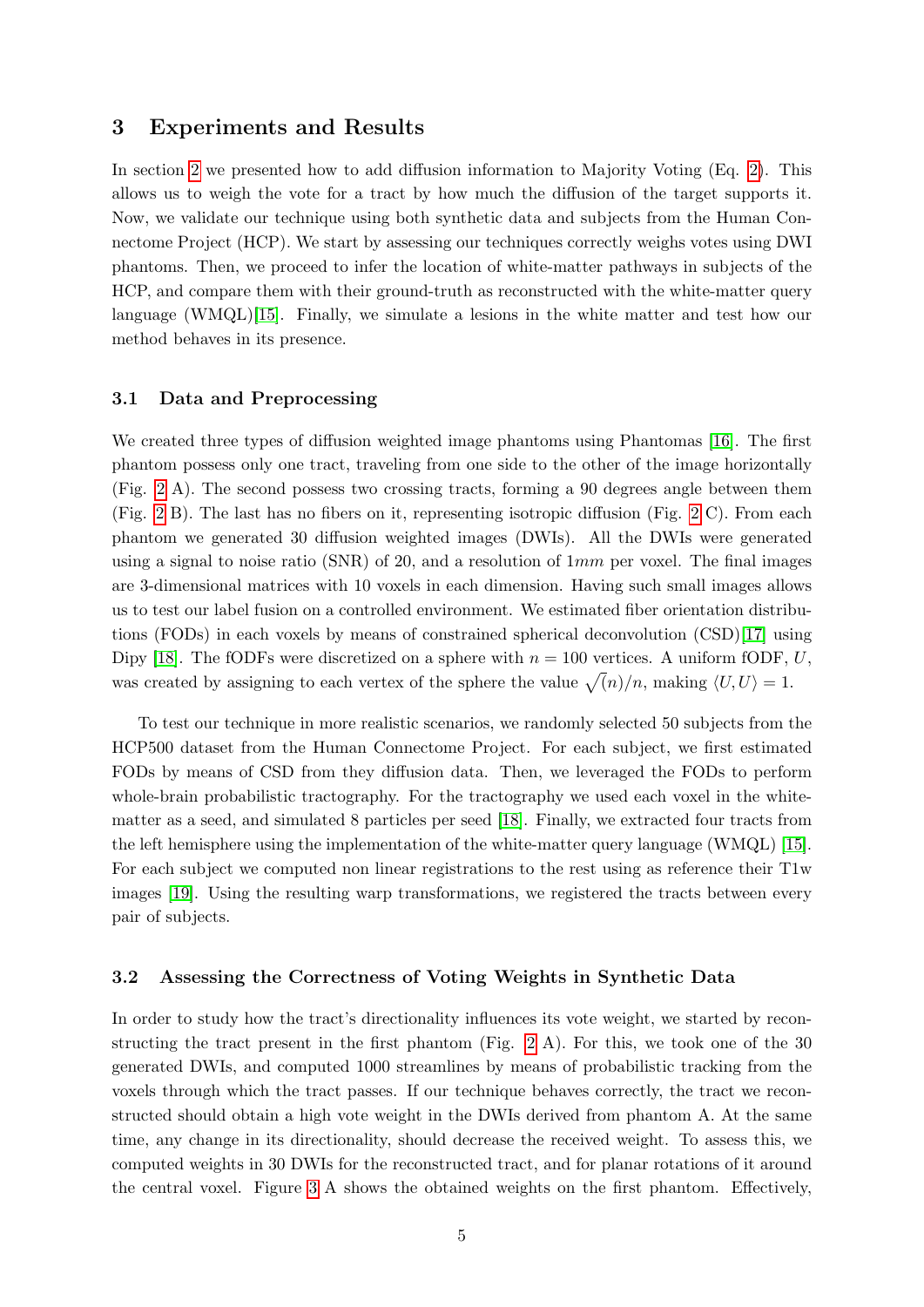## 3 Experiments and Results

In section 2 we presented how to add diffusion information to Majority Voting (Eq. 2). This allows us to weigh the vote for a tract by how much the diffusion of the target supports it. Now, we validate our technique using both synthetic data and subjects from the Human Connectome Project (HCP). We start by assessing our techniques correctly weighs votes using DWI phantoms. Then, we proceed to infer the location of white-matter pathways in subjects of the HCP, and compare them with their ground-truth as reconstructed with the white-matter query language (WMQL)[15]. Finally, we simulate a lesions in the white matter and test how our method behaves in its presence.

### 3.1 Data and Preprocessing

We created three types of diffusion weighted image phantoms using Phantomas [16]. The first phantom possess only one tract, traveling from one side to the other of the image horizontally (Fig. 2 A). The second possess two crossing tracts, forming a 90 degrees angle between them (Fig. 2 B). The last has no fibers on it, representing isotropic diffusion (Fig. 2 C). From each phantom we generated 30 diffusion weighted images (DWIs). All the DWIs were generated using a signal to noise ratio (SNR) of 20, and a resolution of $1mm$ per voxel. The final images are 3-dimensional matrices with 10 voxels in each dimension. Having such small images allows us to test our label fusion on a controlled environment. We estimated fiber orientation distributions (FODs) in each voxels by means of constrained spherical deconvolution (CSD)[17] using Dipy [18]. The fODFs were discretized on a sphere with $n = 100$ vertices. A uniform fODF, $U$, was created by assigning to each vertex of the sphere the value $\sqrt(n)/n$, making $\langle U, U \rangle = 1$.

To test our technique in more realistic scenarios, we randomly selected 50 subjects from the HCP500 dataset from the Human Connectome Project. For each subject, we first estimated FODs by means of CSD from they diffusion data. Then, we leveraged the FODs to perform whole-brain probabilistic tractography. For the tractography we used each voxel in the white-matter as a seed, and simulated 8 particles per seed [18]. Finally, we extracted four tracts from the left hemisphere using the implementation of the white-matter query language (WMQL) [15]. For each subject we computed non linear registrations to the rest using as reference their T1w images [19]. Using the resulting warp transformations, we registered the tracts between every pair of subjects.

### 3.2 Assessing the Correctness of Voting Weights in Synthetic Data

In order to study how the tract's directionality influences its vote weight, we started by reconstructing the tract present in the first phantom (Fig. 2 A). For this, we took one of the 30 generated DWIs, and computed 1000 streamlines by means of probabilistic tracking from the voxels through which the tract passes. If our technique behaves correctly, the tract we reconstructed should obtain a high vote weight in the DWIs derived from phantom A. At the same time, any change in its directionality, should decrease the received weight. To assess this, we computed weights in 30 DWIs for the reconstructed tract, and for planar rotations of it around the central voxel. Figure 3 A shows the obtained weights on the first phantom. Effectively,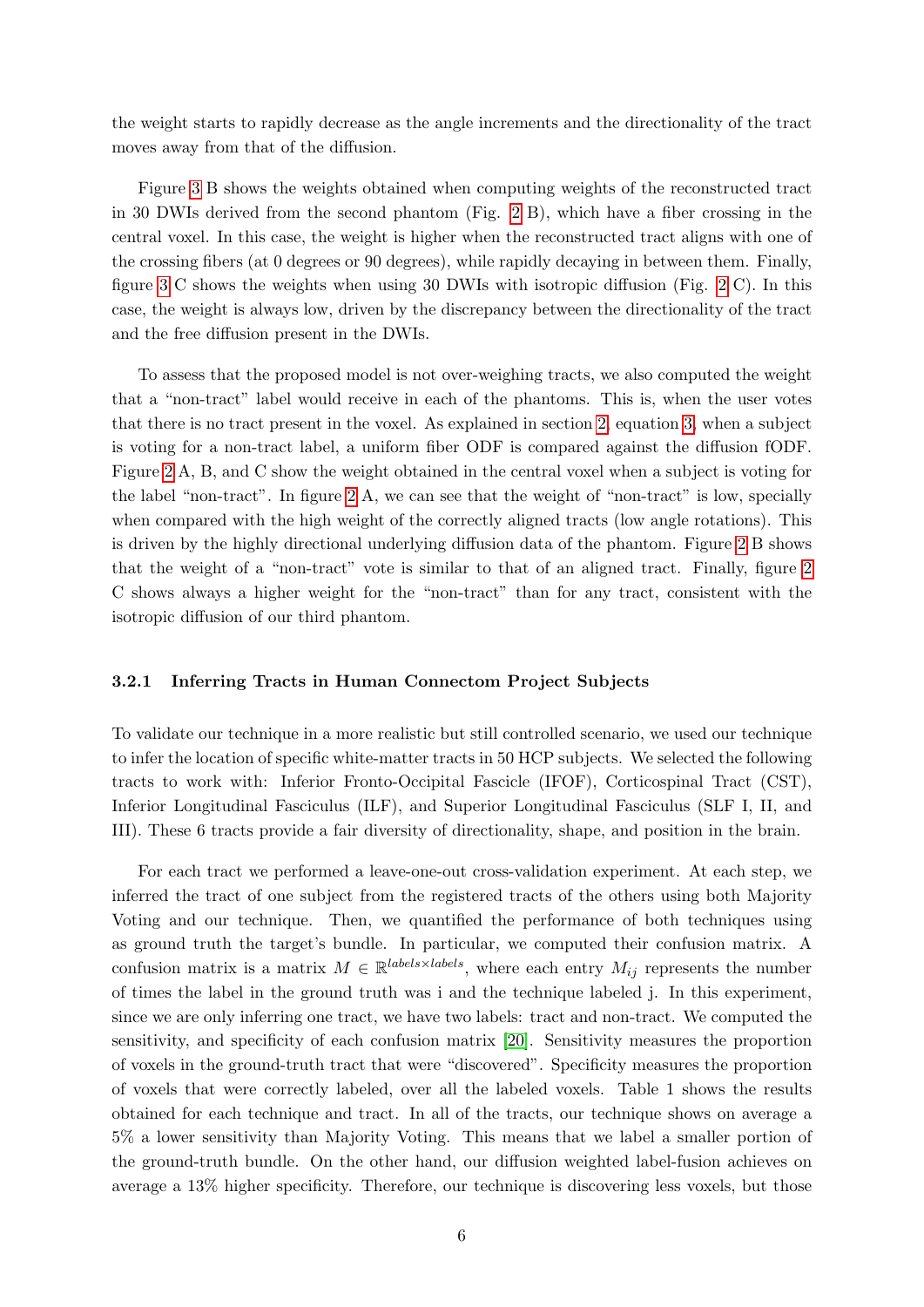the weight starts to rapidly decrease as the angle increments and the directionality of the tract moves away from that of the diffusion.

Figure 3 B shows the weights obtained when computing weights of the reconstructed tract in 30 DWIs derived from the second phantom (Fig. 2 B), which have a fiber crossing in the central voxel. In this case, the weight is higher when the reconstructed tract aligns with one of the crossing fibers (at 0 degrees or 90 degrees), while rapidly decaying in between them. Finally, figure 3 C shows the weights when using 30 DWIs with isotropic diffusion (Fig. 2 C). In this case, the weight is always low, driven by the discrepancy between the directionality of the tract and the free diffusion present in the DWIs.

To assess that the proposed model is not over-weighing tracts, we also computed the weight that a "non-tract" label would receive in each of the phantoms. This is, when the user votes that there is no tract present in the voxel. As explained in section 2, equation 3, when a subject is voting for a non-tract label, a uniform fiber ODF is compared against the diffusion fODF. Figure 2 A, B, and C show the weight obtained in the central voxel when a subject is voting for the label "non-tract". In figure 2 A, we can see that the weight of "non-tract" is low, specially when compared with the high weight of the correctly aligned tracts (low angle rotations). This is driven by the highly directional underlying diffusion data of the phantom. Figure 2 B shows that the weight of a "non-tract" vote is similar to that of an aligned tract. Finally, figure 2 C shows always a higher weight for the "non-tract" than for any tract, consistent with the isotropic diffusion of our third phantom.

### 3.2.1 Inferring Tracts in Human Connectom Project Subjects

To validate our technique in a more realistic but still controlled scenario, we used our technique to infer the location of specific white-matter tracts in 50 HCP subjects. We selected the following tracts to work with: Inferior Fronto-Occipital Fascicle (IFOF), Corticospinal Tract (CST), Inferior Longitudinal Fasciculus (ILF), and Superior Longitudinal Fasciculus (SLF I, II, and III). These 6 tracts provide a fair diversity of directionality, shape, and position in the brain.

For each tract we performed a leave-one-out cross-validation experiment. At each step, we inferred the tract of one subject from the registered tracts of the others using both Majority Voting and our technique. Then, we quantified the performance of both techniques using as ground truth the target's bundle. In particular, we computed their confusion matrix. A confusion matrix is a matrix $M \in \mathbb{R}^{labels \times labels}$, where each entry $M_{ij}$ represents the number of times the label in the ground truth was i and the technique labeled j. In this experiment, since we are only inferring one tract, we have two labels: tract and non-tract. We computed the sensitivity, and specificity of each confusion matrix [20]. Sensitivity measures the proportion of voxels in the ground-truth tract that were "discovered". Specificity measures the proportion of voxels that were correctly labeled, over all the labeled voxels. Table 1 shows the results obtained for each technique and tract. In all of the tracts, our technique shows on average a 5% a lower sensitivity than Majority Voting. This means that we label a smaller portion of the ground-truth bundle. On the other hand, our diffusion weighted label-fusion achieves on average a 13% higher specificity. Therefore, our technique is discovering less voxels, but those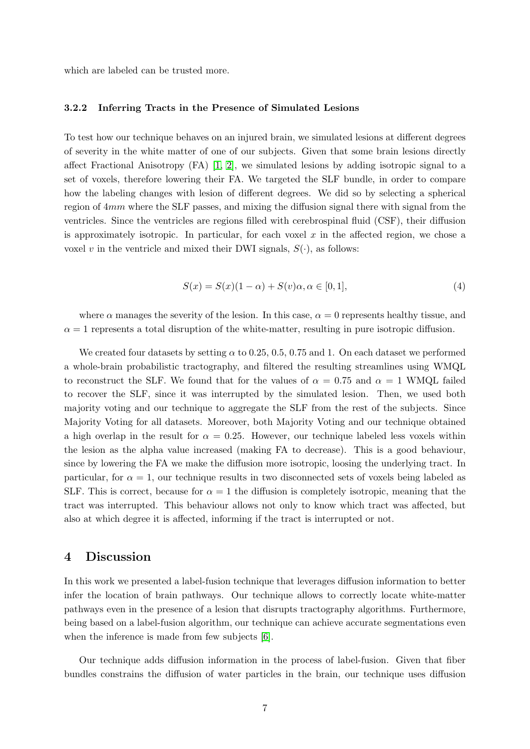which are labeled can be trusted more.

### 3.2.2 Inferring Tracts in the Presence of Simulated Lesions

To test how our technique behaves on an injured brain, we simulated lesions at different degrees of severity in the white matter of one of our subjects. Given that some brain lesions directly affect Fractional Anisotropy (FA) [1, 2], we simulated lesions by adding isotropic signal to a set of voxels, therefore lowering their FA. We targeted the SLF bundle, in order to compare how the labeling changes with lesion of different degrees. We did so by selecting a spherical region of $4mm$ where the SLF passes, and mixing the diffusion signal there with signal from the ventricles. Since the ventricles are regions filled with cerebrospinal fluid (CSF), their diffusion is approximately isotropic. In particular, for each voxel $x$ in the affected region, we chose a voxel $v$ in the ventricle and mixed their DWI signals, $S(\cdot)$, as follows:

$$S(x) = S(x)(1 - \alpha) + S(v)\alpha, \alpha \in [0, 1], \tag{4}$$

where $\alpha$ manages the severity of the lesion. In this case, $\alpha = 0$ represents healthy tissue, and $\alpha = 1$ represents a total disruption of the white-matter, resulting in pure isotropic diffusion.

We created four datasets by setting $\alpha$ to 0.25, 0.5, 0.75 and 1. On each dataset we performed a whole-brain probabilistic tractography, and filtered the resulting streamlines using WMQL to reconstruct the SLF. We found that for the values of $\alpha = 0.75$ and $\alpha = 1$ WMQL failed to recover the SLF, since it was interrupted by the simulated lesion. Then, we used both majority voting and our technique to aggregate the SLF from the rest of the subjects. Since Majority Voting for all datasets. Moreover, both Majority Voting and our technique obtained a high overlap in the result for $\alpha = 0.25$. However, our technique labeled less voxels within the lesion as the alpha value increased (making FA to decrease). This is a good behaviour, since by lowering the FA we make the diffusion more isotropic, loosing the underlying tract. In particular, for $\alpha = 1$, our technique results in two disconnected sets of voxels being labeled as SLF. This is correct, because for $\alpha = 1$ the diffusion is completely isotropic, meaning that the tract was interrupted. This behaviour allows not only to know which tract was affected, but also at which degree it is affected, informing if the tract is interrupted or not.

## 4 Discussion

In this work we presented a label-fusion technique that leverages diffusion information to better infer the location of brain pathways. Our technique allows to correctly locate white-matter pathways even in the presence of a lesion that disrupts tractography algorithms. Furthermore, being based on a label-fusion algorithm, our technique can achieve accurate segmentations even when the inference is made from few subjects [6].

Our technique adds diffusion information in the process of label-fusion. Given that fiber bundles constrains the diffusion of water particles in the brain, our technique uses diffusion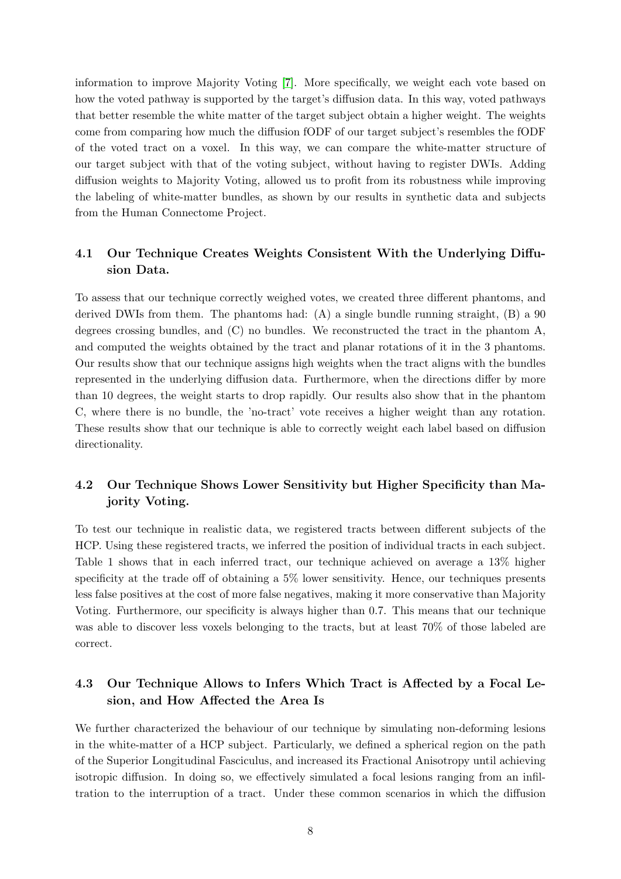information to improve Majority Voting [7]. More specifically, we weight each vote based on how the voted pathway is supported by the target's diffusion data. In this way, voted pathways that better resemble the white matter of the target subject obtain a higher weight. The weights come from comparing how much the diffusion fODF of our target subject's resembles the fODF of the voted tract on a voxel. In this way, we can compare the white-matter structure of our target subject with that of the voting subject, without having to register DWIs. Adding diffusion weights to Majority Voting, allowed us to profit from its robustness while improving the labeling of white-matter bundles, as shown by our results in synthetic data and subjects from the Human Connectome Project.

### 4.1 Our Technique Creates Weights Consistent With the Underlying Diffusion Data.

To assess that our technique correctly weighed votes, we created three different phantoms, and derived DWIs from them. The phantoms had: (A) a single bundle running straight, (B) a 90 degrees crossing bundles, and (C) no bundles. We reconstructed the tract in the phantom A, and computed the weights obtained by the tract and planar rotations of it in the 3 phantoms. Our results show that our technique assigns high weights when the tract aligns with the bundles represented in the underlying diffusion data. Furthermore, when the directions differ by more than 10 degrees, the weight starts to drop rapidly. Our results also show that in the phantom C, where there is no bundle, the 'no-tract' vote receives a higher weight than any rotation. These results show that our technique is able to correctly weight each label based on diffusion directionality.

### 4.2 Our Technique Shows Lower Sensitivity but Higher Specificity than Majority Voting.

To test our technique in realistic data, we registered tracts between different subjects of the HCP. Using these registered tracts, we inferred the position of individual tracts in each subject. Table 1 shows that in each inferred tract, our technique achieved on average a 13% higher specificity at the trade off of obtaining a 5% lower sensitivity. Hence, our techniques presents less false positives at the cost of more false negatives, making it more conservative than Majority Voting. Furthermore, our specificity is always higher than 0.7. This means that our technique was able to discover less voxels belonging to the tracts, but at least 70% of those labeled are correct.

### 4.3 Our Technique Allows to Infers Which Tract is Affected by a Focal Lesion, and How Affected the Area Is

We further characterized the behaviour of our technique by simulating non-deforming lesions in the white-matter of a HCP subject. Particularly, we defined a spherical region on the path of the Superior Longitudinal Fasciculus, and increased its Fractional Anisotropy until achieving isotropic diffusion. In doing so, we effectively simulated a focal lesions ranging from an infiltration to the interruption of a tract. Under these common scenarios in which the diffusion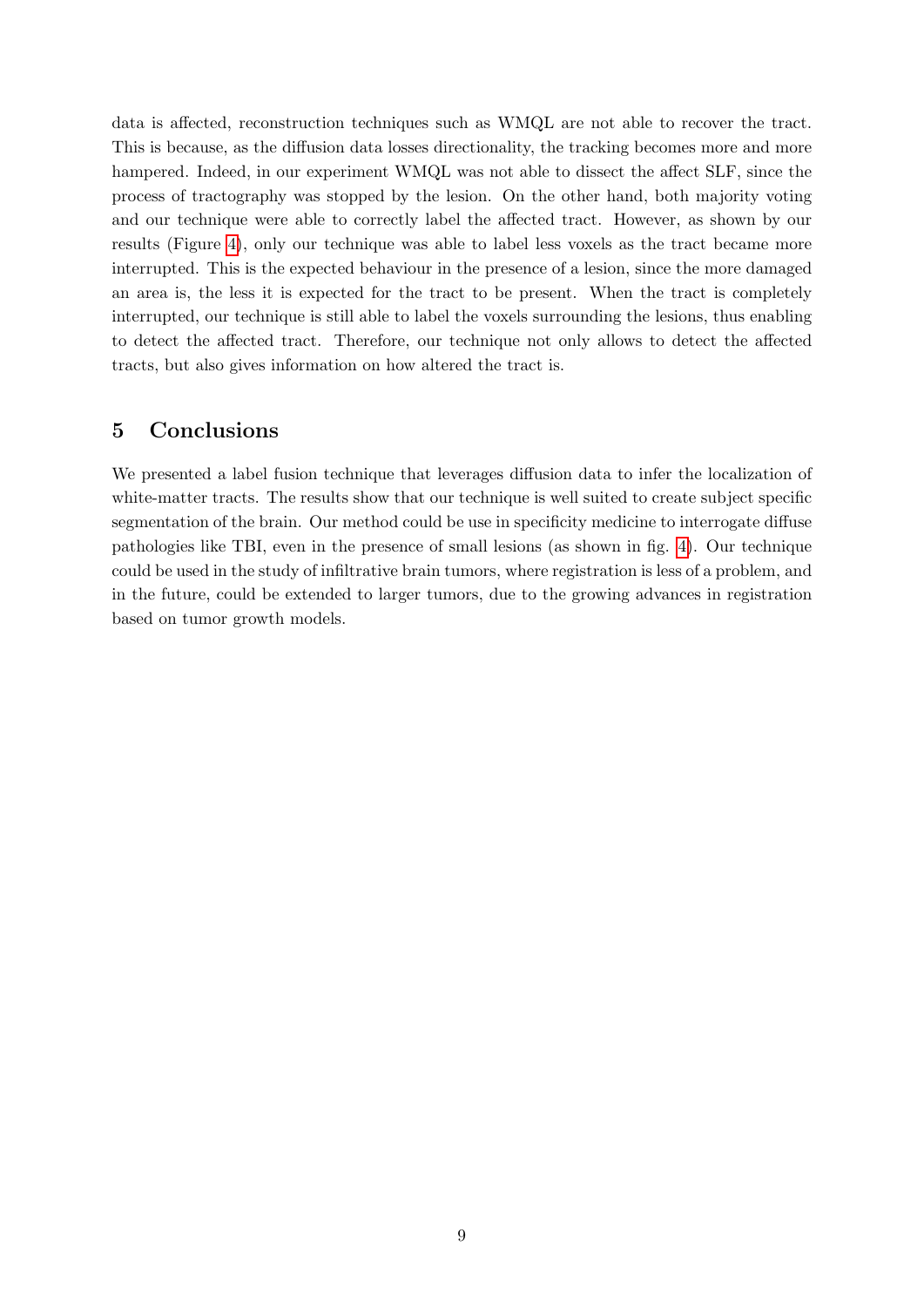data is affected, reconstruction techniques such as WMQL are not able to recover the tract. This is because, as the diffusion data losses directionality, the tracking becomes more and more hampered. Indeed, in our experiment WMQL was not able to dissect the affect SLF, since the process of tractography was stopped by the lesion. On the other hand, both majority voting and our technique were able to correctly label the affected tract. However, as shown by our results (Figure 4), only our technique was able to label less voxels as the tract became more interrupted. This is the expected behaviour in the presence of a lesion, since the more damaged an area is, the less it is expected for the tract to be present. When the tract is completely interrupted, our technique is still able to label the voxels surrounding the lesions, thus enabling to detect the affected tract. Therefore, our technique not only allows to detect the affected tracts, but also gives information on how altered the tract is.

## 5 Conclusions

We presented a label fusion technique that leverages diffusion data to infer the localization of white-matter tracts. The results show that our technique is well suited to create subject specific segmentation of the brain. Our method could be use in specificity medicine to interrogate diffuse pathologies like TBI, even in the presence of small lesions (as shown in fig. 4). Our technique could be used in the study of infiltrative brain tumors, where registration is less of a problem, and in the future, could be extended to larger tumors, due to the growing advances in registration based on tumor growth models.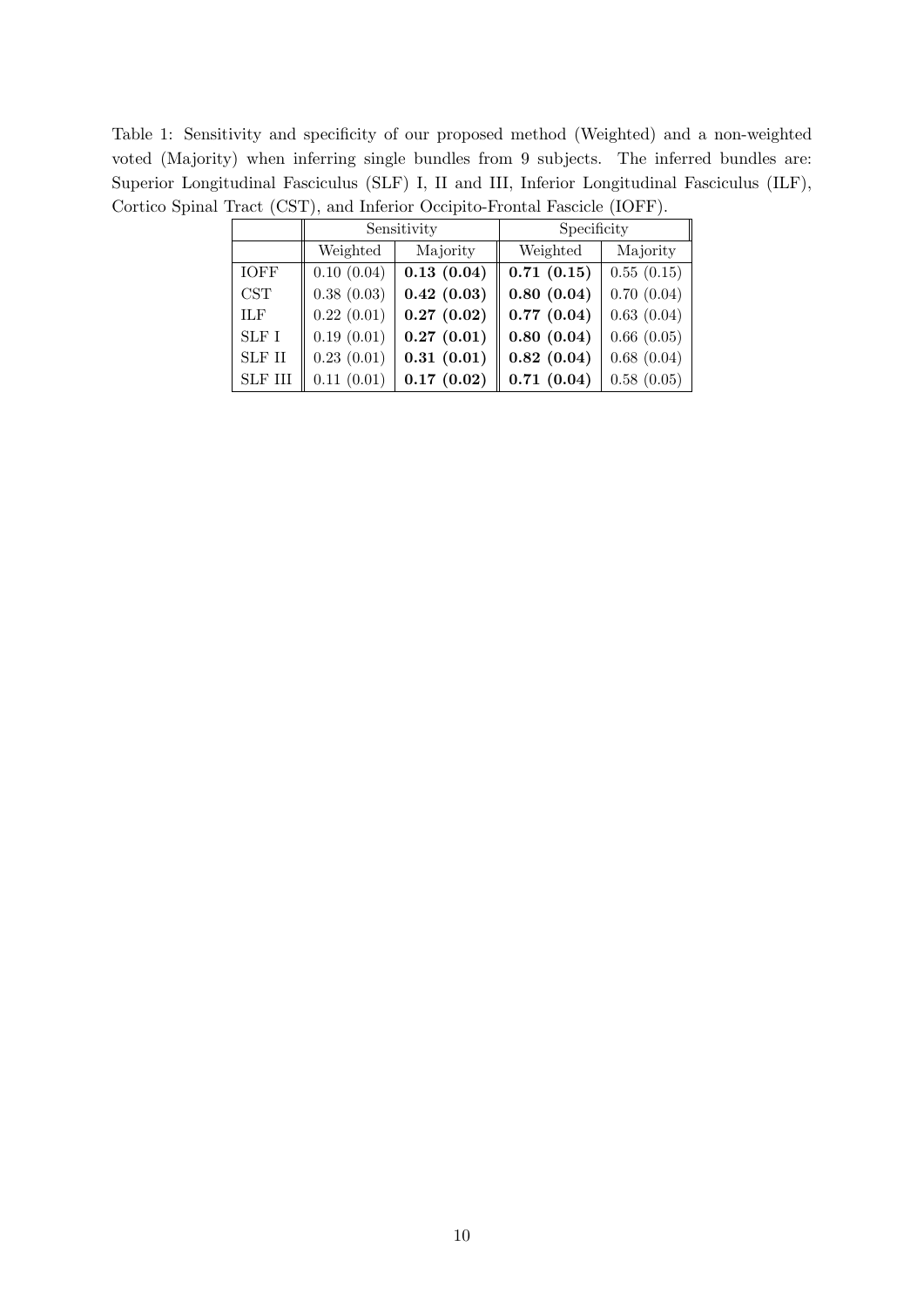Table 1: Sensitivity and specificity of our proposed method (Weighted) and a non-weighted voted (Majority) when inferring single bundles from 9 subjects. The inferred bundles are: Superior Longitudinal Fasciculus (SLF) I, II and III, Inferior Longitudinal Fasciculus (ILF), Cortico Spinal Tract (CST), and Inferior Occipito-Frontal Fascicle (IOFF).

| | Sensitivity | | Specificity | |
|---|---|---|---|---|
| | Weighted | Majority | Weighted | Majority |
| IOFF | 0.10 (0.04) | **0.13 (0.04)** | **0.71 (0.15)** | 0.55 (0.15) |
| CST | 0.38 (0.03) | **0.42 (0.03)** | **0.80 (0.04)** | 0.70 (0.04) |
| ILF | 0.22 (0.01) | **0.27 (0.02)** | **0.77 (0.04)** | 0.63 (0.04) |
| SLF I | 0.19 (0.01) | **0.27 (0.01)** | **0.80 (0.04)** | 0.66 (0.05) |
| SLF II | 0.23 (0.01) | **0.31 (0.01)** | **0.82 (0.04)** | 0.68 (0.04) |
| SLF III | 0.11 (0.01) | **0.17 (0.02)** | **0.71 (0.04)** | 0.58 (0.05) |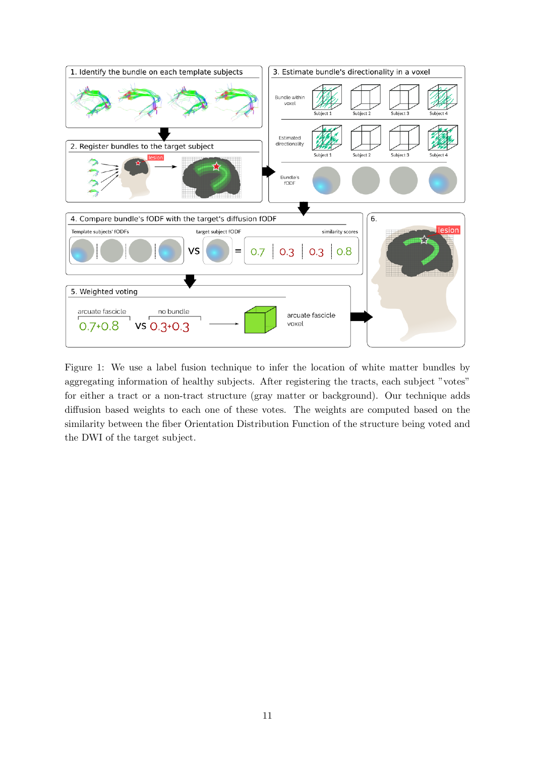Figure 1: We use a label fusion technique to infer the location of white matter bundles by aggregating information of healthy subjects. After registering the tracts, each subject "votes" for either a tract or a non-tract structure (gray matter or background). Our technique adds diffusion based weights to each one of these votes. The weights are computed based on the similarity between the fiber Orientation Distribution Function of the structure being voted and the DWI of the target subject.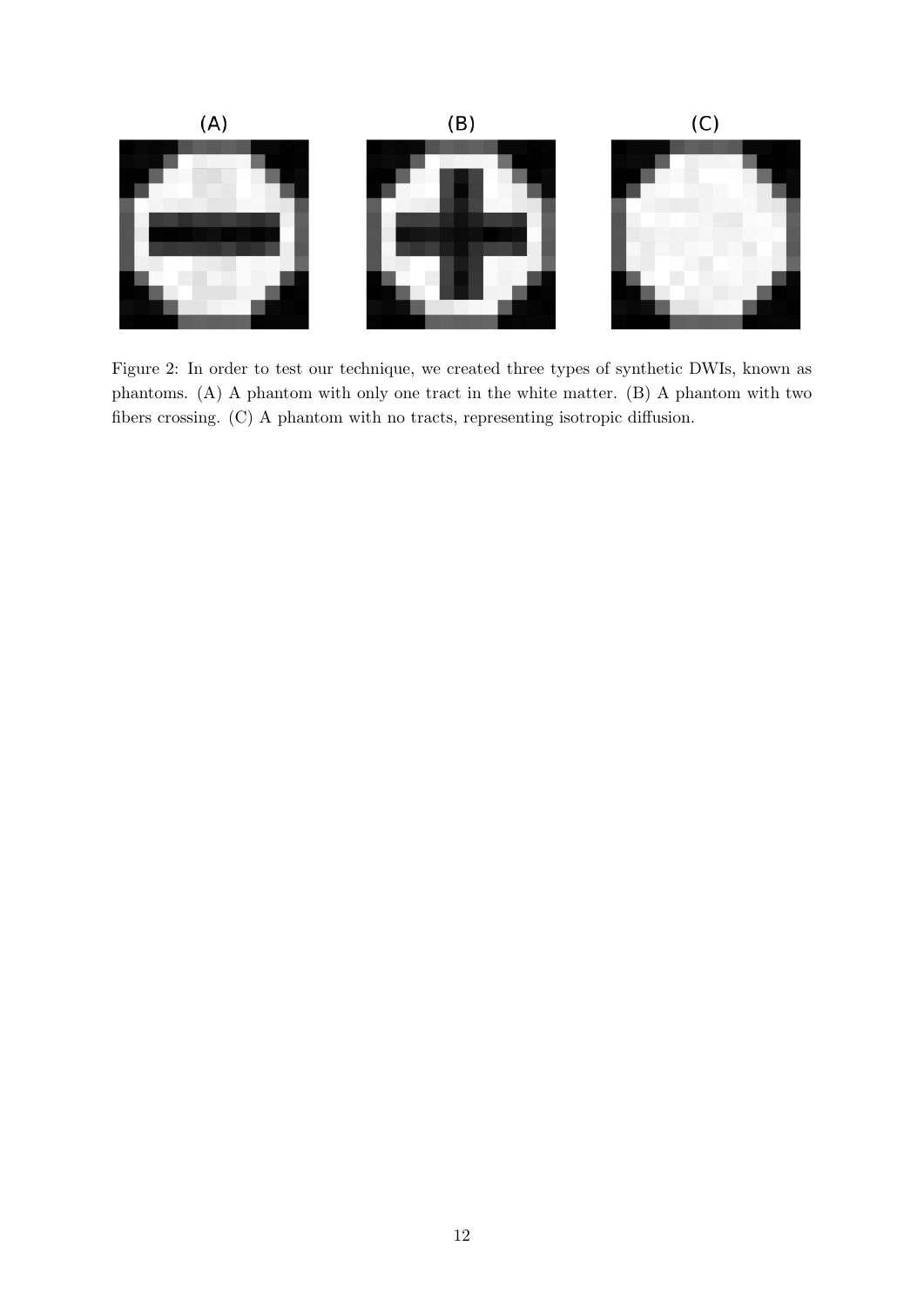Figure 2: In order to test our technique, we created three types of synthetic DWIs, known as phantoms. (A) A phantom with only one tract in the white matter. (B) A phantom with two fibers crossing. (C) A phantom with no tracts, representing isotropic diffusion.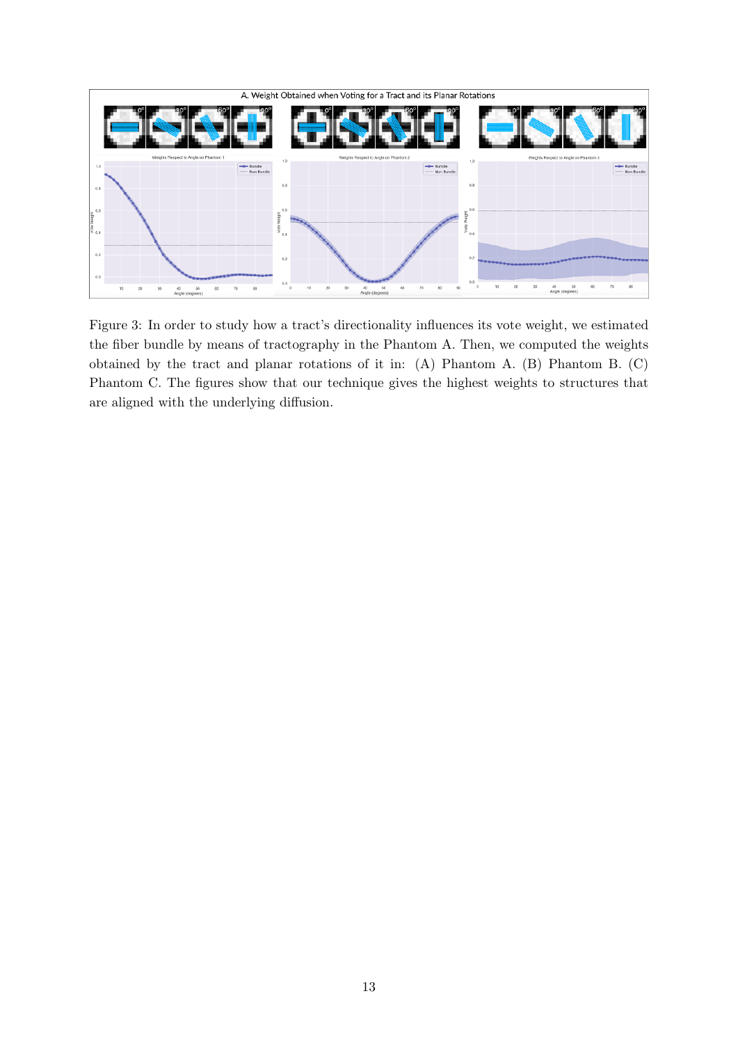Figure 3: In order to study how a tract's directionality influences its vote weight, we estimated the fiber bundle by means of tractography in the Phantom A. Then, we computed the weights obtained by the tract and planar rotations of it in: (A) Phantom A. (B) Phantom B. (C) Phantom C. The figures show that our technique gives the highest weights to structures that are aligned with the underlying diffusion.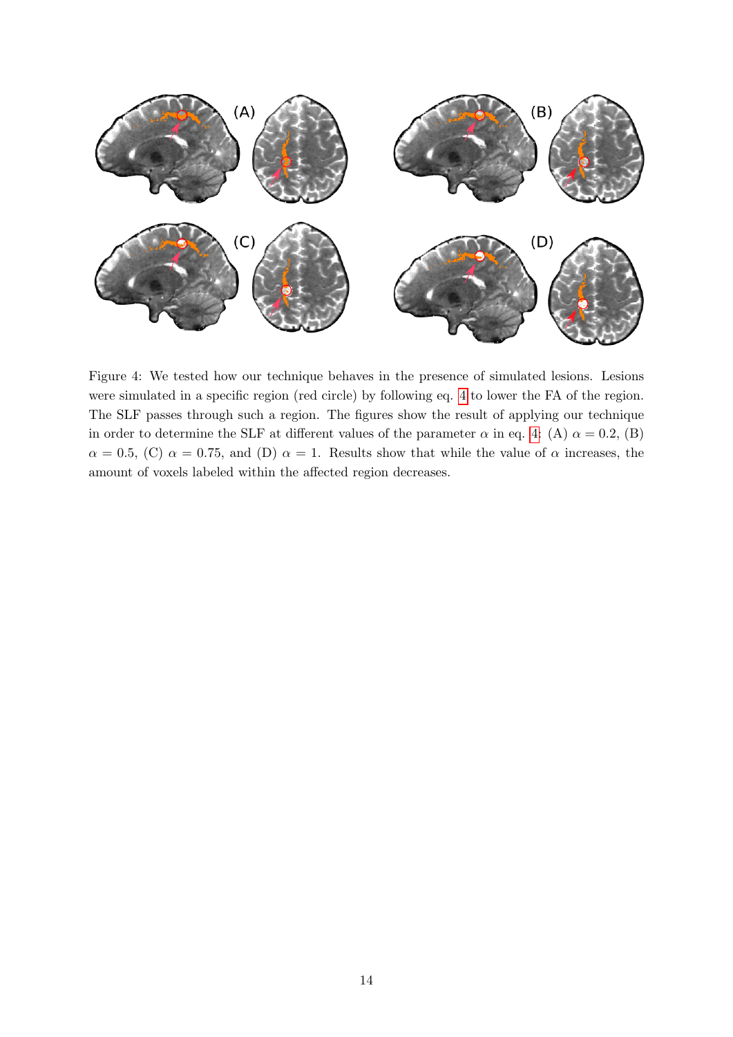Figure 4: We tested how our technique behaves in the presence of simulated lesions. Lesions were simulated in a specific region (red circle) by following eq. 4 to lower the FA of the region. The SLF passes through such a region. The figures show the result of applying our technique in order to determine the SLF at different values of the parameter $\alpha$ in eq. 4: (A) $\alpha = 0.2$, (B) $\alpha = 0.5$, (C) $\alpha = 0.75$, and (D) $\alpha = 1$. Results show that while the value of $\alpha$ increases, the amount of voxels labeled within the affected region decreases.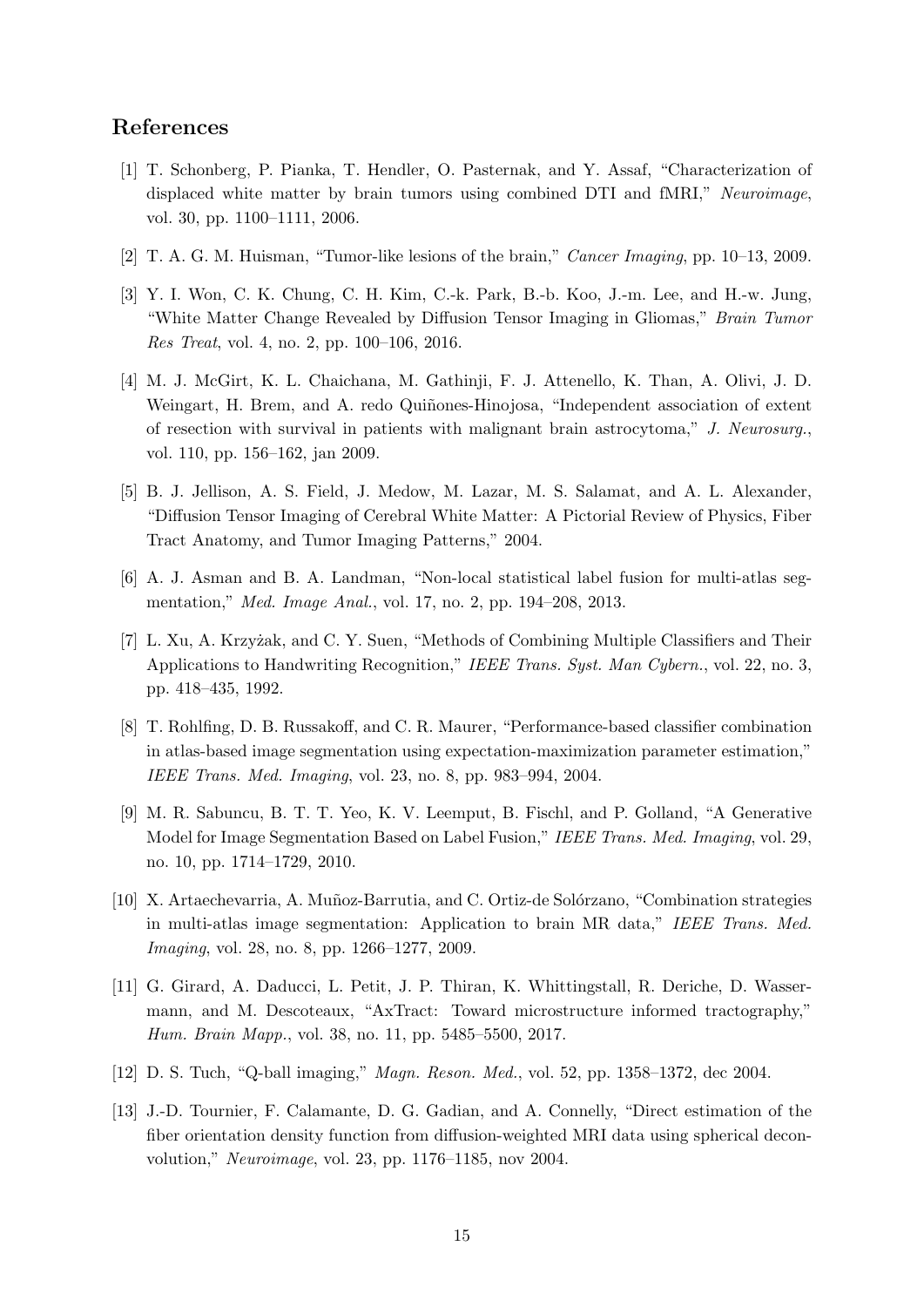## References

[1] T. Schonberg, P. Pianka, T. Hendler, O. Pasternak, and Y. Assaf, "Characterization of displaced white matter by brain tumors using combined DTI and fMRI," *Neuroimage*, vol. 30, pp. 1100–1111, 2006.

[2] T. A. G. M. Huisman, "Tumor-like lesions of the brain," *Cancer Imaging*, pp. 10–13, 2009.

[3] Y. I. Won, C. K. Chung, C. H. Kim, C.-k. Park, B.-b. Koo, J.-m. Lee, and H.-w. Jung, "White Matter Change Revealed by Diffusion Tensor Imaging in Gliomas," *Brain Tumor Res Treat*, vol. 4, no. 2, pp. 100–106, 2016.

[4] M. J. McGirt, K. L. Chaichana, M. Gathinji, F. J. Attenello, K. Than, A. Olivi, J. D. Weingart, H. Brem, and A. redo Quiñones-Hinojosa, "Independent association of extent of resection with survival in patients with malignant brain astrocytoma," *J. Neurosurg.*, vol. 110, pp. 156–162, jan 2009.

[5] B. J. Jellison, A. S. Field, J. Medow, M. Lazar, M. S. Salamat, and A. L. Alexander, "Diffusion Tensor Imaging of Cerebral White Matter: A Pictorial Review of Physics, Fiber Tract Anatomy, and Tumor Imaging Patterns," 2004.

[6] A. J. Asman and B. A. Landman, "Non-local statistical label fusion for multi-atlas segmentation," *Med. Image Anal.*, vol. 17, no. 2, pp. 194–208, 2013.

[7] L. Xu, A. Krzyżak, and C. Y. Suen, "Methods of Combining Multiple Classifiers and Their Applications to Handwriting Recognition," *IEEE Trans. Syst. Man Cybern.*, vol. 22, no. 3, pp. 418–435, 1992.

[8] T. Rohlfing, D. B. Russakoff, and C. R. Maurer, "Performance-based classifier combination in atlas-based image segmentation using expectation-maximization parameter estimation," *IEEE Trans. Med. Imaging*, vol. 23, no. 8, pp. 983–994, 2004.

[9] M. R. Sabuncu, B. T. T. Yeo, K. V. Leemput, B. Fischl, and P. Golland, "A Generative Model for Image Segmentation Based on Label Fusion," *IEEE Trans. Med. Imaging*, vol. 29, no. 10, pp. 1714–1729, 2010.

[10] X. Artaechevarria, A. Muñoz-Barrutia, and C. Ortiz-de Solórzano, "Combination strategies in multi-atlas image segmentation: Application to brain MR data," *IEEE Trans. Med. Imaging*, vol. 28, no. 8, pp. 1266–1277, 2009.

[11] G. Girard, A. Daducci, L. Petit, J. P. Thiran, K. Whittingstall, R. Deriche, D. Wassermann, and M. Descoteaux, "AxTract: Toward microstructure informed tractography," *Hum. Brain Mapp.*, vol. 38, no. 11, pp. 5485–5500, 2017.

[12] D. S. Tuch, "Q-ball imaging," *Magn. Reson. Med.*, vol. 52, pp. 1358–1372, dec 2004.

[13] J.-D. Tournier, F. Calamante, D. G. Gadian, and A. Connelly, "Direct estimation of the fiber orientation density function from diffusion-weighted MRI data using spherical deconvolution," *Neuroimage*, vol. 23, pp. 1176–1185, nov 2004.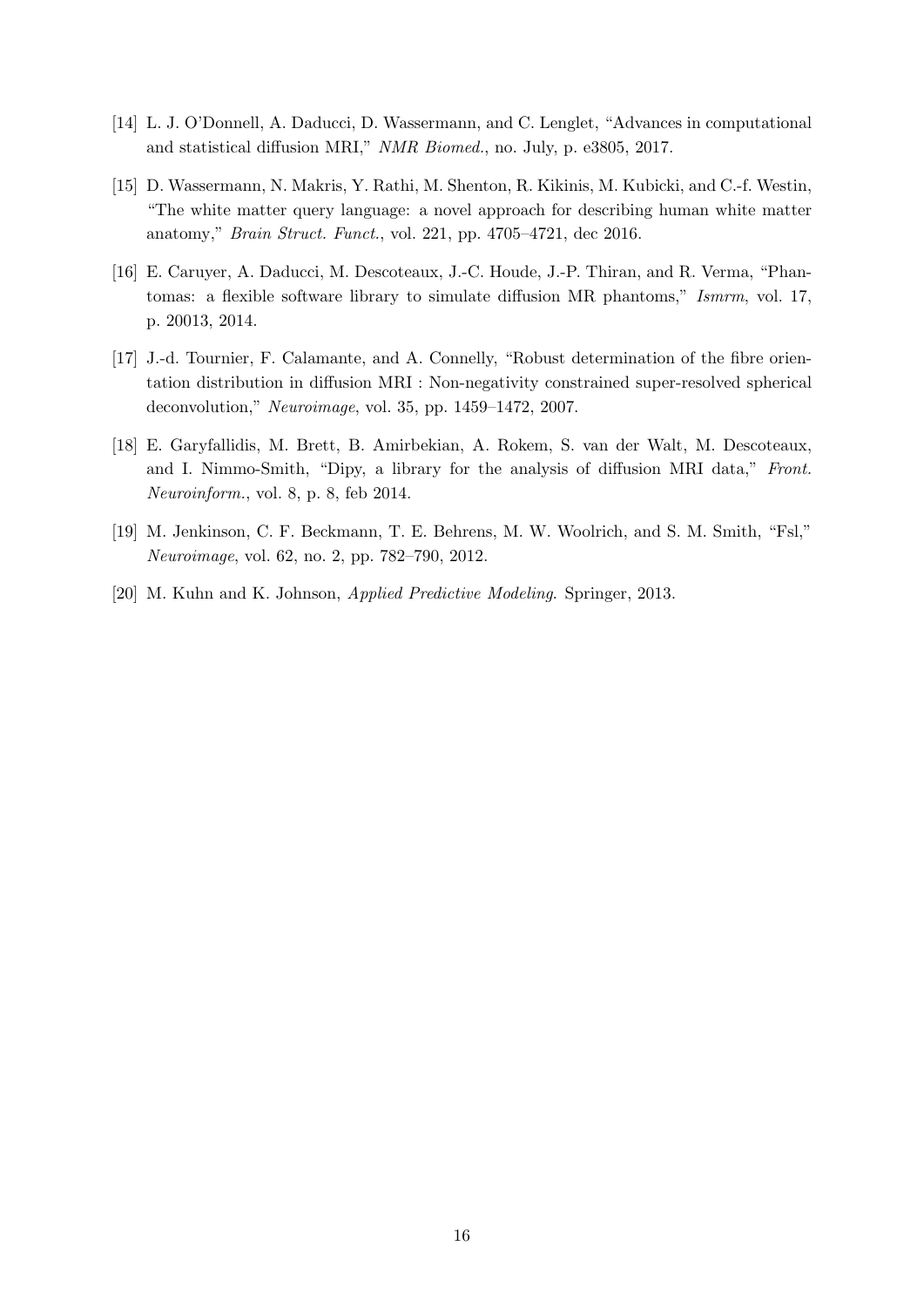[14] L. J. O'Donnell, A. Daducci, D. Wassermann, and C. Lenglet, "Advances in computational and statistical diffusion MRI," *NMR Biomed.*, no. July, p. e3805, 2017.

[15] D. Wassermann, N. Makris, Y. Rathi, M. Shenton, R. Kikinis, M. Kubicki, and C.-f. Westin, "The white matter query language: a novel approach for describing human white matter anatomy," *Brain Struct. Funct.*, vol. 221, pp. 4705–4721, dec 2016.

[16] E. Caruyer, A. Daducci, M. Descoteaux, J.-C. Houde, J.-P. Thiran, and R. Verma, "Phantomas: a flexible software library to simulate diffusion MR phantoms," *Ismrm*, vol. 17, p. 20013, 2014.

[17] J.-d. Tournier, F. Calamante, and A. Connelly, "Robust determination of the fibre orientation distribution in diffusion MRI : Non-negativity constrained super-resolved spherical deconvolution," *Neuroimage*, vol. 35, pp. 1459–1472, 2007.

[18] E. Garyfallidis, M. Brett, B. Amirbekian, A. Rokem, S. van der Walt, M. Descoteaux, and I. Nimmo-Smith, "Dipy, a library for the analysis of diffusion MRI data," *Front. Neuroinform.*, vol. 8, p. 8, feb 2014.

[19] M. Jenkinson, C. F. Beckmann, T. E. Behrens, M. W. Woolrich, and S. M. Smith, "Fsl," *Neuroimage*, vol. 62, no. 2, pp. 782–790, 2012.

[20] M. Kuhn and K. Johnson, *Applied Predictive Modeling*. Springer, 2013.